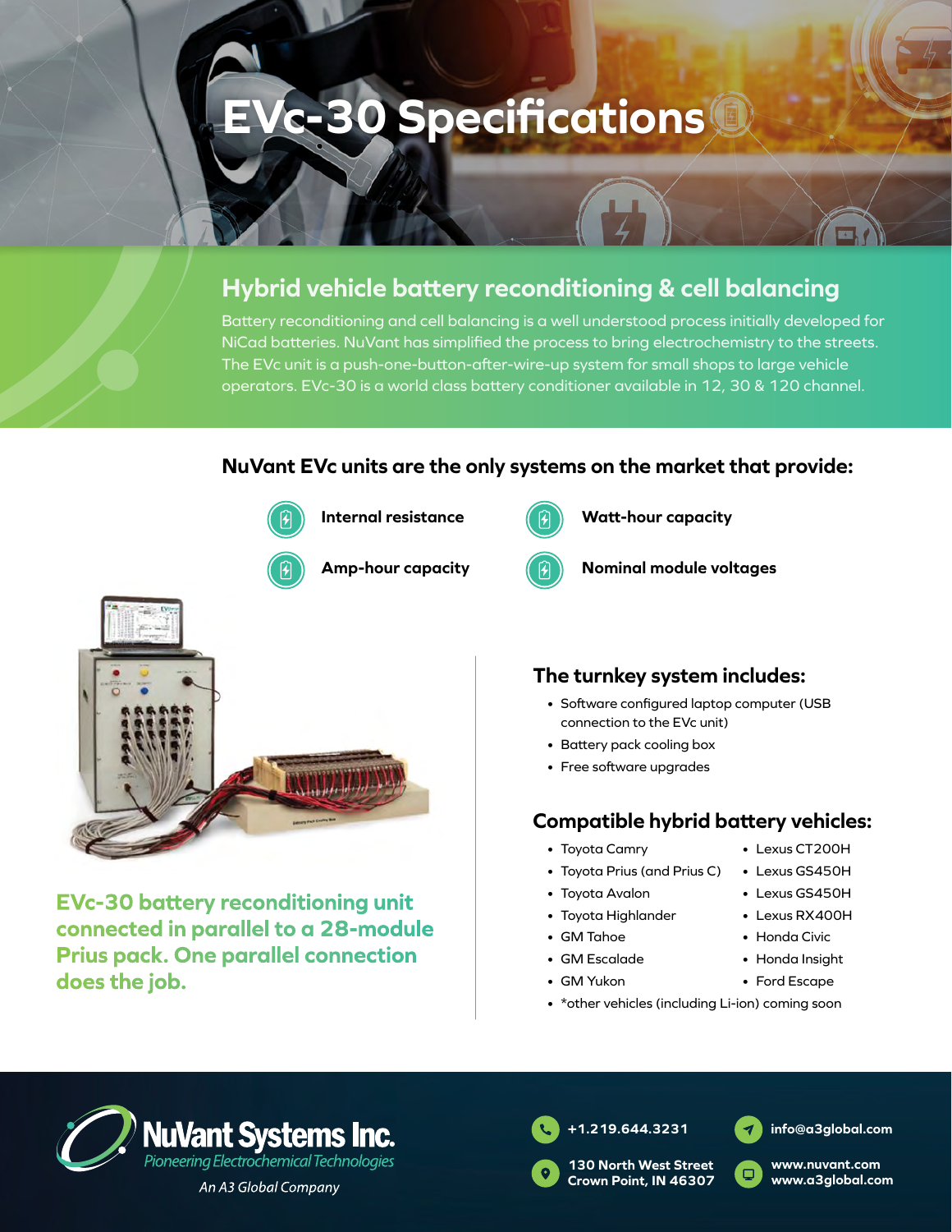# EVc-30 Specifications

## Hybrid vehicle battery reconditioning & cell balancing

Battery reconditioning and cell balancing is a well understood process initially developed for NiCad batteries. NuVant has simplified the process to bring electrochemistry to the streets. The EVc unit is a push-one-button-after-wire-up system for small shops to large vehicle operators. EVc-30 is a world class battery conditioner available in 12, 30 & 120 channel.

### NuVant EVc units are the only systems on the market that provide:

- **Internal resistance**
- **Watt-hour capacity**
- **Amp-hour capacity**
- **Nominal module voltages**

**EVc-30 battery reconditioning unit connected in parallel to a 28-module Prius pack. One parallel connection does the job.**

### The turnkey system includes:

- Software configured laptop computer (USB connection to the EVc unit)
- Battery pack cooling box
- Free software upgrades

### Compatible hybrid battery vehicles:

- Toyota Camry
- Toyota Prius (and Prius C)
- Toyota Avalon
- Toyota Highlander
- GM Tahoe
- GM Escalade
- GM Yukon
- Lexus CT200H
- Lexus GS450H
- Lexus GS450H
- Lexus RX400H
- Honda Civic
- Honda Insight
- Ford Escape
- *other vehicles (including Li-ion) coming soon

**NuVant Systems Inc.**
*Pioneering Electrochemical Technologies*
*An A3 Global Company*

+1.219.644.3231
130 North West Street
Crown Point, IN 46307
info@a3global.com
www.nuvant.com
www.a3global.com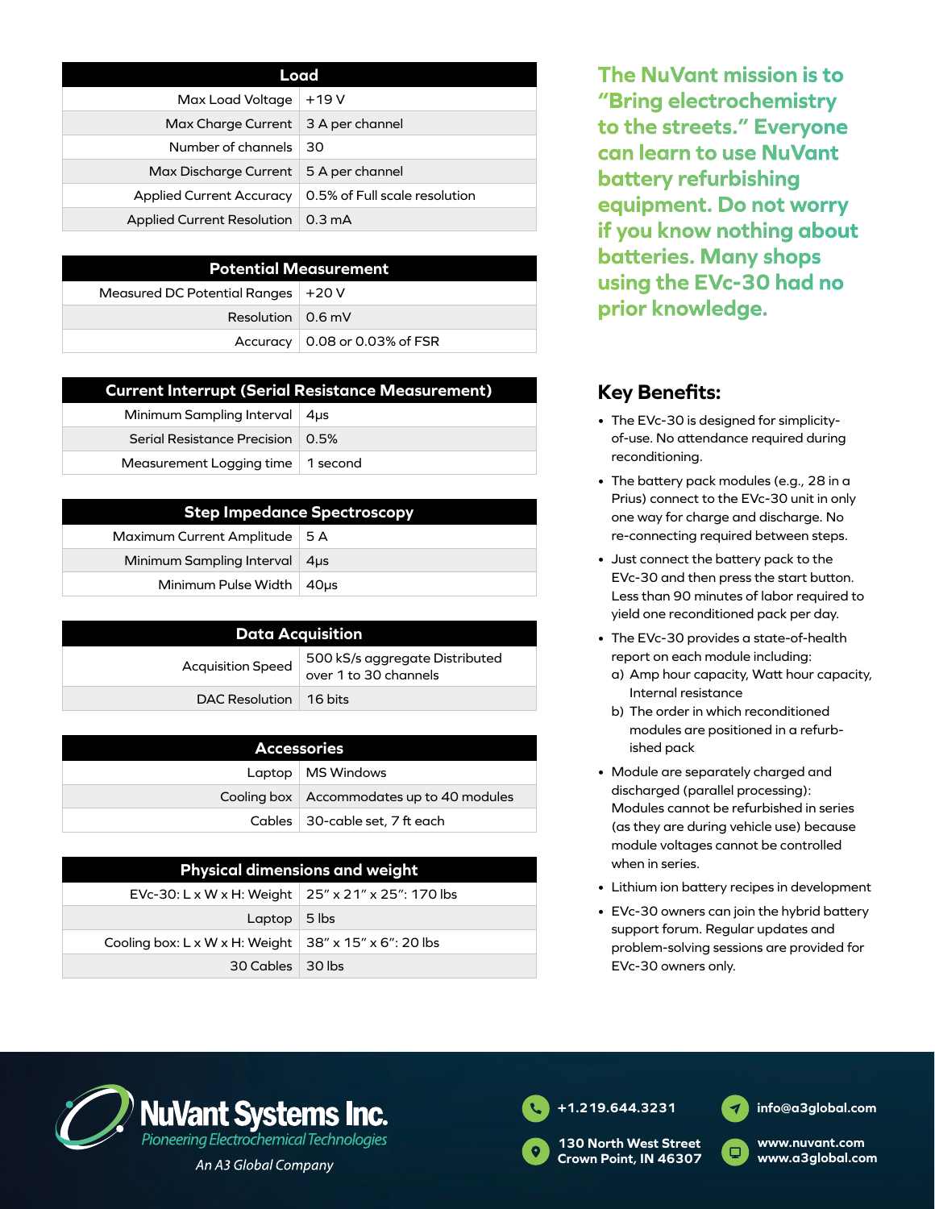| Load | |
|---|---|
| Max Load Voltage | +19 V |
| Max Charge Current | 3 A per channel |
| Number of channels | 30 |
| Max Discharge Current | 5 A per channel |
| Applied Current Accuracy | 0.5% of Full scale resolution |
| Applied Current Resolution | 0.3 mA |

| Potential Measurement | |
|---|---|
| Measured DC Potential Ranges | +20 V |
| Resolution | 0.6 mV |
| Accuracy | 0.08 or 0.03% of FSR |

| Current Interrupt (Serial Resistance Measurement) | |
|---|---|
| Minimum Sampling Interval | 4μs |
| Serial Resistance Precision | 0.5% |
| Measurement Logging time | 1 second |

| Step Impedance Spectroscopy | |
|---|---|
| Maximum Current Amplitude | 5 A |
| Minimum Sampling Interval | 4μs |
| Minimum Pulse Width | 40μs |

| Data Acquisition | |
|---|---|
| Acquisition Speed | 500 kS/s aggregate Distributed over 1 to 30 channels |
| DAC Resolution | 16 bits |

| Accessories | |
|---|---|
| Laptop | MS Windows |
| Cooling box | Accommodates up to 40 modules |
| Cables | 30-cable set, 7 ft each |

| Physical dimensions and weight | |
|---|---|
| EVc-30: L x W x H: Weight | 25″ x 21″ x 25″: 170 lbs |
| Laptop | 5 lbs |
| Cooling box: L x W x H: Weight | 38″ x 15″ x 6″: 20 lbs |
| 30 Cables | 30 lbs |

**The NuVant mission is to "Bring electrochemistry to the streets." Everyone can learn to use NuVant battery refurbishing equipment. Do not worry if you know nothing about batteries. Many shops using the EVc-30 had no prior knowledge.**

## Key Benefits:

- The EVc-30 is designed for simplicity-of-use. No attendance required during reconditioning.
- The battery pack modules (e.g., 28 in a Prius) connect to the EVc-30 unit in only one way for charge and discharge. No re-connecting required between steps.
- Just connect the battery pack to the EVc-30 and then press the start button. Less than 90 minutes of labor required to yield one reconditioned pack per day.
- The EVc-30 provides a state-of-health report on each module including:
  a) Amp hour capacity, Watt hour capacity, Internal resistance
  b) The order in which reconditioned modules are positioned in a refurbished pack
- Module are separately charged and discharged (parallel processing): Modules cannot be refurbished in series (as they are during vehicle use) because module voltages cannot be controlled when in series.
- Lithium ion battery recipes in development
- EVc-30 owners can join the hybrid battery support forum. Regular updates and problem-solving sessions are provided for EVc-30 owners only.

**NuVant Systems Inc.**
*Pioneering Electrochemical Technologies*
*An A3 Global Company*

+1.219.644.3231
info@a3global.com
130 North West Street
Crown Point, IN 46307
www.nuvant.com
www.a3global.com